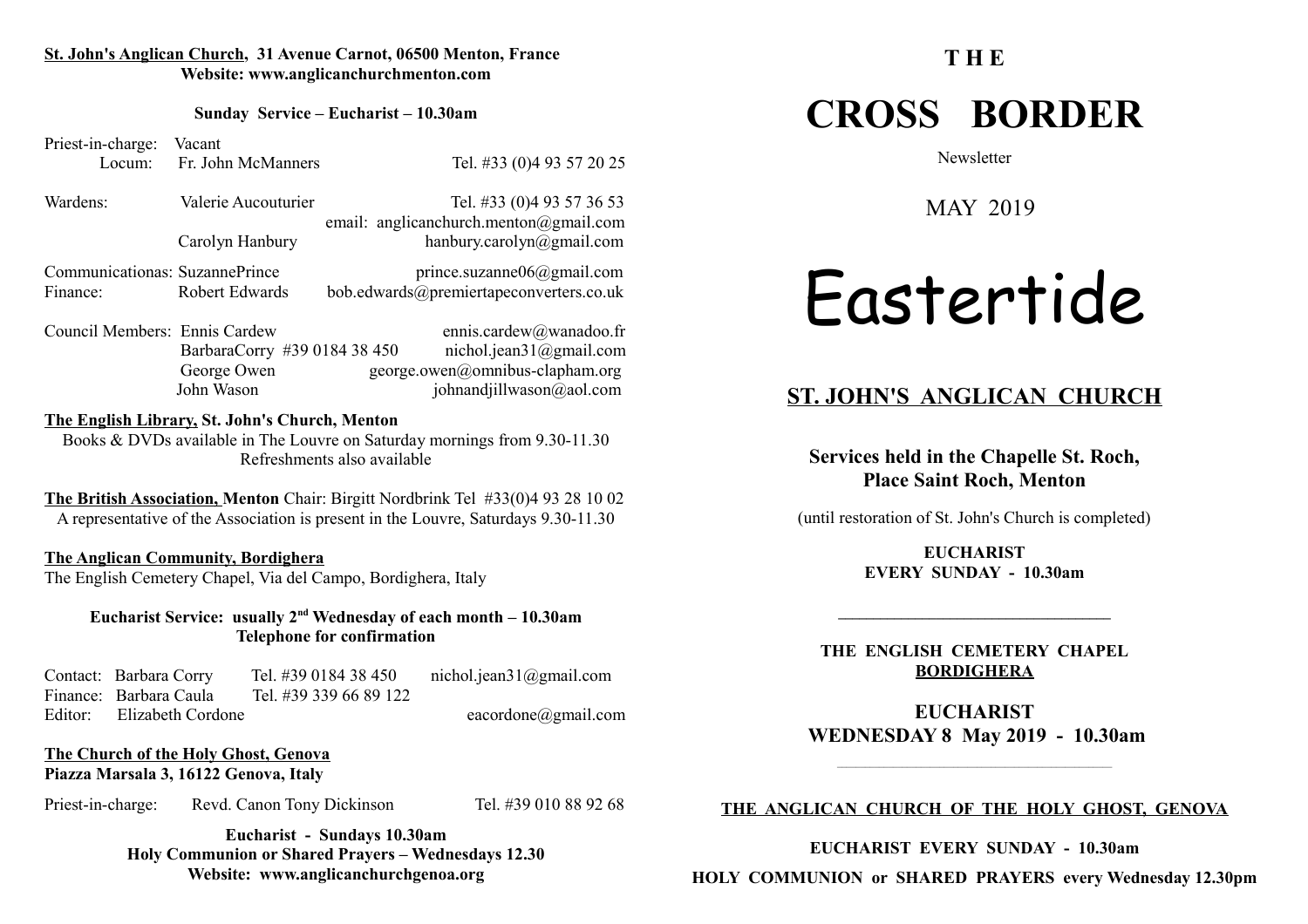**St. John's Anglican Church, 31 Avenue Carnot, 06500 Menton, France**
**Website: www.anglicanchurchmenton.com**

**Sunday Service – Eucharist – 10.30am**

Priest-in-charge: Vacant
Locum: Fr. John McManners Tel. #33 (0)4 93 57 20 25

Wardens: Valerie Aucouturier Tel. #33 (0)4 93 57 36 53
email: anglicanchurch.menton@gmail.com
Carolyn Hanbury hanbury.carolyn@gmail.com

Communicationas: SuzannePrince prince.suzanne06@gmail.com
Finance: Robert Edwards bob.edwards@premiertapeconverters.co.uk

Council Members: Ennis Cardew ennis.cardew@wanadoo.fr
BarbaraCorry #39 0184 38 450 nichol.jean31@gmail.com
George Owen george.owen@omnibus-clapham.org
John Wason johnandjillwason@aol.com

**The English Library, St. John's Church, Menton**
Books & DVDs available in The Louvre on Saturday mornings from 9.30-11.30
Refreshments also available

**The British Association, Menton** Chair: Birgitt Nordbrink Tel #33(0)4 93 28 10 02
A representative of the Association is present in the Louvre, Saturdays 9.30-11.30

**The Anglican Community, Bordighera**
The English Cemetery Chapel, Via del Campo, Bordighera, Italy

**Eucharist Service: usually 2nd Wednesday of each month – 10.30am**
**Telephone for confirmation**

Contact: Barbara Corry Tel. #39 0184 38 450 nichol.jean31@gmail.com
Finance: Barbara Caula Tel. #39 339 66 89 122
Editor: Elizabeth Cordone eacordone@gmail.com

**The Church of the Holy Ghost, Genova**
**Piazza Marsala 3, 16122 Genova, Italy**

Priest-in-charge: Revd. Canon Tony Dickinson Tel. #39 010 88 92 68

**Eucharist - Sundays 10.30am**
**Holy Communion or Shared Prayers – Wednesdays 12.30**
**Website: www.anglicanchurchgenoa.org**

**THE**

# CROSS BORDER

Newsletter

MAY 2019

# Eastertide

## ST. JOHN'S ANGLICAN CHURCH

**Services held in the Chapelle St. Roch, Place Saint Roch, Menton**

(until restoration of St. John's Church is completed)

**EUCHARIST**
**EVERY SUNDAY - 10.30am**

---

**THE ENGLISH CEMETERY CHAPEL**
**BORDIGHERA**

**EUCHARIST**
**WEDNESDAY 8 May 2019 - 10.30am**

---

**THE ANGLICAN CHURCH OF THE HOLY GHOST, GENOVA**

**EUCHARIST EVERY SUNDAY - 10.30am**

**HOLY COMMUNION or SHARED PRAYERS every Wednesday 12.30pm**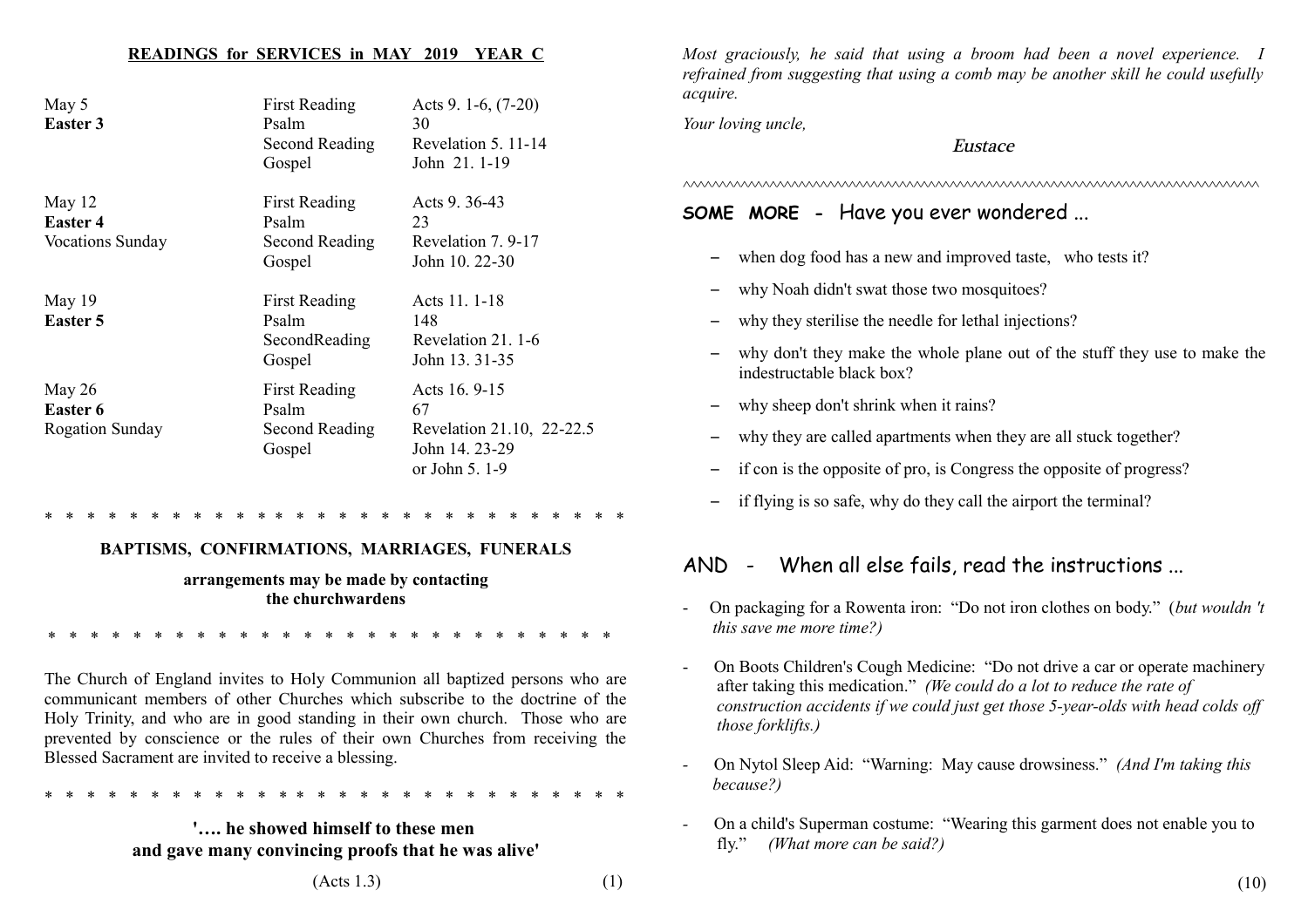## READINGS for SERVICES in MAY 2019 YEAR C

| | | |
|---|---|---|
| May 5 **Easter 3** | First Reading | Acts 9. 1-6, (7-20) |
| | Psalm | 30 |
| | Second Reading | Revelation 5. 11-14 |
| | Gospel | John 21. 1-19 |
| May 12 **Easter 4** Vocations Sunday | First Reading | Acts 9. 36-43 |
| | Psalm | 23 |
| | Second Reading | Revelation 7. 9-17 |
| | Gospel | John 10. 22-30 |
| May 19 **Easter 5** | First Reading | Acts 11. 1-18 |
| | Psalm | 148 |
| | SecondReading | Revelation 21. 1-6 |
| | Gospel | John 13. 31-35 |
| May 26 **Easter 6** Rogation Sunday | First Reading | Acts 16. 9-15 |
| | Psalm | 67 |
| | Second Reading | Revelation 21.10, 22-22.5 |
| | Gospel | John 14. 23-29 or John 5. 1-9 |

* * * * * * * * * * * * * * * * * * * * * * * * * * * * *

**BAPTISMS, CONFIRMATIONS, MARRIAGES, FUNERALS**

**arrangements may be made by contacting the churchwardens**

* * * * * * * * * * * * * * * * * * * * * * * * * * * * *

The Church of England invites to Holy Communion all baptized persons who are communicant members of other Churches which subscribe to the doctrine of the Holy Trinity, and who are in good standing in their own church. Those who are prevented by conscience or the rules of their own Churches from receiving the Blessed Sacrament are invited to receive a blessing.

* * * * * * * * * * * * * * * * * * * * * * * * * * * * *

**'…. he showed himself to these men and gave many convincing proofs that he was alive'**

(Acts 1.3)

*Most graciously, he said that using a broom had been a novel experience. I refrained from suggesting that using a comb may be another skill he could usefully acquire.*

*Your loving uncle,*

*Eustace*

^^^^^^^^^^^^^^^^^^^^^^^^^^^^^^^^^^^^^^^^^^^^^^^^^^^^^^^^^^^^

## SOME MORE - Have you ever wondered ...

- when dog food has a new and improved taste, who tests it?
- why Noah didn't swat those two mosquitoes?
- why they sterilise the needle for lethal injections?
- why don't they make the whole plane out of the stuff they use to make the indestructable black box?
- why sheep don't shrink when it rains?
- why they are called apartments when they are all stuck together?
- if con is the opposite of pro, is Congress the opposite of progress?
- if flying is so safe, why do they call the airport the terminal?

## AND - When all else fails, read the instructions ...

- On packaging for a Rowenta iron: "Do not iron clothes on body." (*but wouldn 't this save me more time?)*
- On Boots Children's Cough Medicine: "Do not drive a car or operate machinery after taking this medication." *(We could do a lot to reduce the rate of construction accidents if we could just get those 5-year-olds with head colds off those forklifts.)*
- On Nytol Sleep Aid: "Warning: May cause drowsiness." *(And I'm taking this because?)*
- On a child's Superman costume: "Wearing this garment does not enable you to fly." *(What more can be said?)*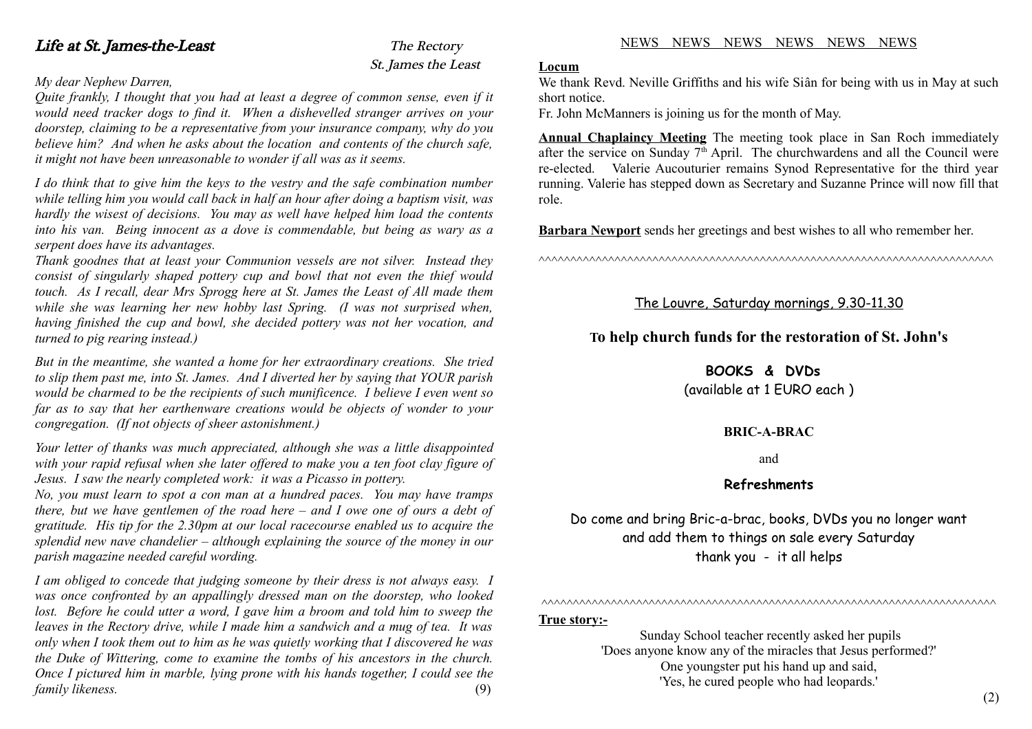## Life at St. James-the-Least

*The Rectory*
*St. James the Least*

*My dear Nephew Darren,*

*Quite frankly, I thought that you had at least a degree of common sense, even if it would need tracker dogs to find it. When a dishevelled stranger arrives on your doorstep, claiming to be a representative from your insurance company, why do you believe him? And when he asks about the location and contents of the church safe, it might not have been unreasonable to wonder if all was as it seems.*

*I do think that to give him the keys to the vestry and the safe combination number while telling him you would call back in half an hour after doing a baptism visit, was hardly the wisest of decisions. You may as well have helped him load the contents into his van. Being innocent as a dove is commendable, but being as wary as a serpent does have its advantages.*

*Thank goodnes that at least your Communion vessels are not silver. Instead they consist of singularly shaped pottery cup and bowl that not even the thief would touch. As I recall, dear Mrs Sprogg here at St. James the Least of All made them while she was learning her new hobby last Spring. (I was not surprised when, having finished the cup and bowl, she decided pottery was not her vocation, and turned to pig rearing instead.)*

*But in the meantime, she wanted a home for her extraordinary creations. She tried to slip them past me, into St. James. And I diverted her by saying that YOUR parish would be charmed to be the recipients of such munificence. I believe I even went so far as to say that her earthenware creations would be objects of wonder to your congregation. (If not objects of sheer astonishment.)*

*Your letter of thanks was much appreciated, although she was a little disappointed with your rapid refusal when she later offered to make you a ten foot clay figure of Jesus. I saw the nearly completed work: it was a Picasso in pottery.*

*No, you must learn to spot a con man at a hundred paces. You may have tramps there, but we have gentlemen of the road here – and I owe one of ours a debt of gratitude. His tip for the 2.30pm at our local racecourse enabled us to acquire the splendid new nave chandelier – although explaining the source of the money in our parish magazine needed careful wording.*

*I am obliged to concede that judging someone by their dress is not always easy. I was once confronted by an appallingly dressed man on the doorstep, who looked lost. Before he could utter a word, I gave him a broom and told him to sweep the leaves in the Rectory drive, while I made him a sandwich and a mug of tea. It was only when I took them out to him as he was quietly working that I discovered he was the Duke of Wittering, come to examine the tombs of his ancestors in the church. Once I pictured him in marble, lying prone with his hands together, I could see the family likeness.*

NEWS NEWS NEWS NEWS NEWS NEWS

**Locum**

We thank Revd. Neville Griffiths and his wife Siân for being with us in May at such short notice.

Fr. John McManners is joining us for the month of May.

**Annual Chaplaincy Meeting** The meeting took place in San Roch immediately after the service on Sunday 7th April. The churchwardens and all the Council were re-elected. Valerie Aucouturier remains Synod Representative for the third year running. Valerie has stepped down as Secretary and Suzanne Prince will now fill that role.

**Barbara Newport** sends her greetings and best wishes to all who remember her.

^^^^^^^^^^^^^^^^^^^^^^^^^^^^^^^^^^^^^^^^^^^^^^^^^^^^^^^^^^^^^^^^^^^^^^^^^^

The Louvre, Saturday mornings, 9.30-11.30

**To help church funds for the restoration of St. John's**

**BOOKS & DVDs**
(available at 1 EURO each )

**BRIC-A-BRAC**

and

**Refreshments**

Do come and bring Bric-a-brac, books, DVDs you no longer want
and add them to things on sale every Saturday
thank you - it all helps

^^^^^^^^^^^^^^^^^^^^^^^^^^^^^^^^^^^^^^^^^^^^^^^^^^^^^^^^^^^^^^^^^^^^^^^^^^

**True story:-**

Sunday School teacher recently asked her pupils
'Does anyone know any of the miracles that Jesus performed?'
One youngster put his hand up and said,
'Yes, he cured people who had leopards.'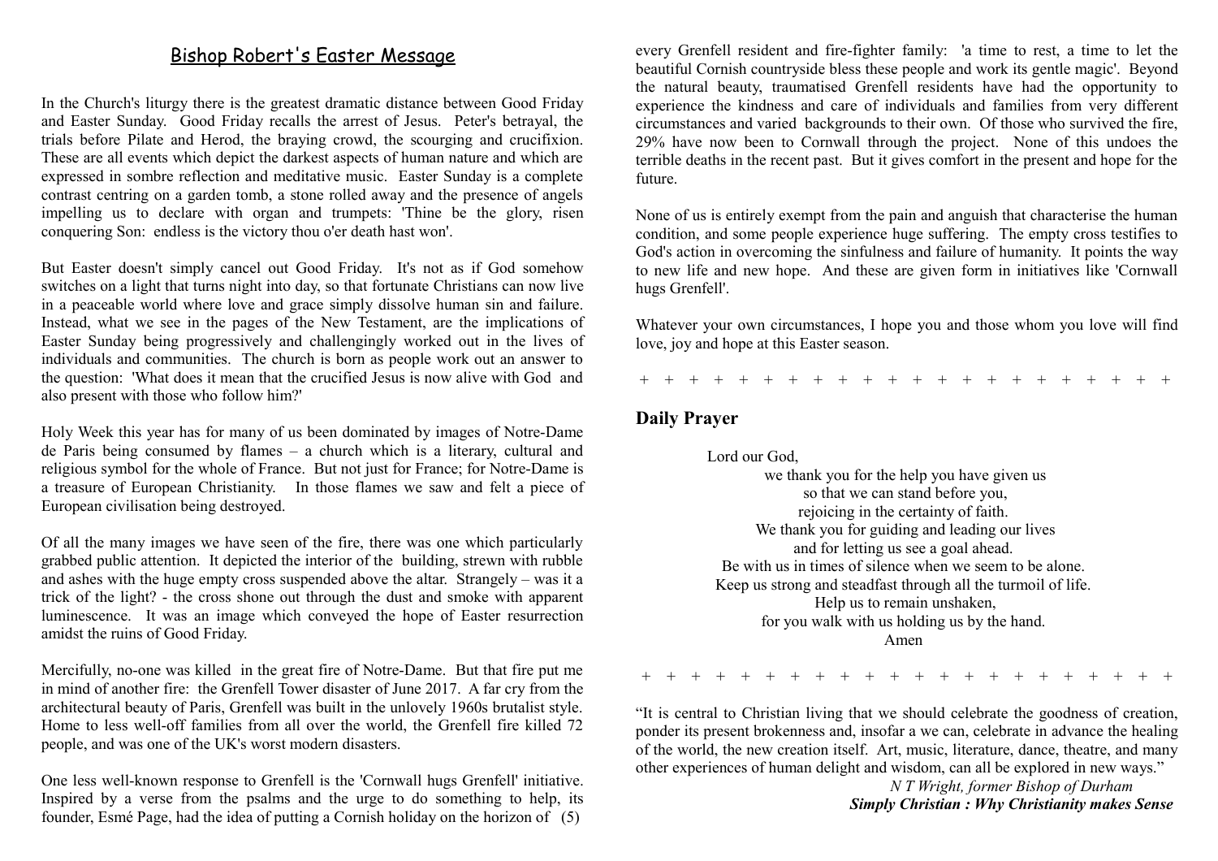## Bishop Robert's Easter Message

In the Church's liturgy there is the greatest dramatic distance between Good Friday and Easter Sunday. Good Friday recalls the arrest of Jesus. Peter's betrayal, the trials before Pilate and Herod, the braying crowd, the scourging and crucifixion. These are all events which depict the darkest aspects of human nature and which are expressed in sombre reflection and meditative music. Easter Sunday is a complete contrast centring on a garden tomb, a stone rolled away and the presence of angels impelling us to declare with organ and trumpets: 'Thine be the glory, risen conquering Son: endless is the victory thou o'er death hast won'.

But Easter doesn't simply cancel out Good Friday. It's not as if God somehow switches on a light that turns night into day, so that fortunate Christians can now live in a peaceable world where love and grace simply dissolve human sin and failure. Instead, what we see in the pages of the New Testament, are the implications of Easter Sunday being progressively and challengingly worked out in the lives of individuals and communities. The church is born as people work out an answer to the question: 'What does it mean that the crucified Jesus is now alive with God and also present with those who follow him?'

Holy Week this year has for many of us been dominated by images of Notre-Dame de Paris being consumed by flames – a church which is a literary, cultural and religious symbol for the whole of France. But not just for France; for Notre-Dame is a treasure of European Christianity. In those flames we saw and felt a piece of European civilisation being destroyed.

Of all the many images we have seen of the fire, there was one which particularly grabbed public attention. It depicted the interior of the building, strewn with rubble and ashes with the huge empty cross suspended above the altar. Strangely – was it a trick of the light? - the cross shone out through the dust and smoke with apparent luminescence. It was an image which conveyed the hope of Easter resurrection amidst the ruins of Good Friday.

Mercifully, no-one was killed in the great fire of Notre-Dame. But that fire put me in mind of another fire: the Grenfell Tower disaster of June 2017. A far cry from the architectural beauty of Paris, Grenfell was built in the unlovely 1960s brutalist style. Home to less well-off families from all over the world, the Grenfell fire killed 72 people, and was one of the UK's worst modern disasters.

One less well-known response to Grenfell is the 'Cornwall hugs Grenfell' initiative. Inspired by a verse from the psalms and the urge to do something to help, its founder, Esmé Page, had the idea of putting a Cornish holiday on the horizon of every Grenfell resident and fire-fighter family: 'a time to rest, a time to let the beautiful Cornish countryside bless these people and work its gentle magic'. Beyond the natural beauty, traumatised Grenfell residents have had the opportunity to experience the kindness and care of individuals and families from very different circumstances and varied backgrounds to their own. Of those who survived the fire, 29% have now been to Cornwall through the project. None of this undoes the terrible deaths in the recent past. But it gives comfort in the present and hope for the future.

None of us is entirely exempt from the pain and anguish that characterise the human condition, and some people experience huge suffering. The empty cross testifies to God's action in overcoming the sinfulness and failure of humanity. It points the way to new life and new hope. And these are given form in initiatives like 'Cornwall hugs Grenfell'.

Whatever your own circumstances, I hope you and those whom you love will find love, joy and hope at this Easter season.

\+ + + + + + + + + + + + + + + + + + + + + + +

## Daily Prayer

Lord our God,  
we thank you for the help you have given us  
so that we can stand before you,  
rejoicing in the certainty of faith.  
We thank you for guiding and leading our lives  
and for letting us see a goal ahead.  
Be with us in times of silence when we seem to be alone.  
Keep us strong and steadfast through all the turmoil of life.  
Help us to remain unshaken,  
for you walk with us holding us by the hand.  
Amen

\+ + + + + + + + + + + + + + + + + + + + + + +

"It is central to Christian living that we should celebrate the goodness of creation, ponder its present brokenness and, insofar a we can, celebrate in advance the healing of the world, the new creation itself. Art, music, literature, dance, theatre, and many other experiences of human delight and wisdom, can all be explored in new ways."

*N T Wright, former Bishop of Durham*  
***Simply Christian : Why Christianity makes Sense***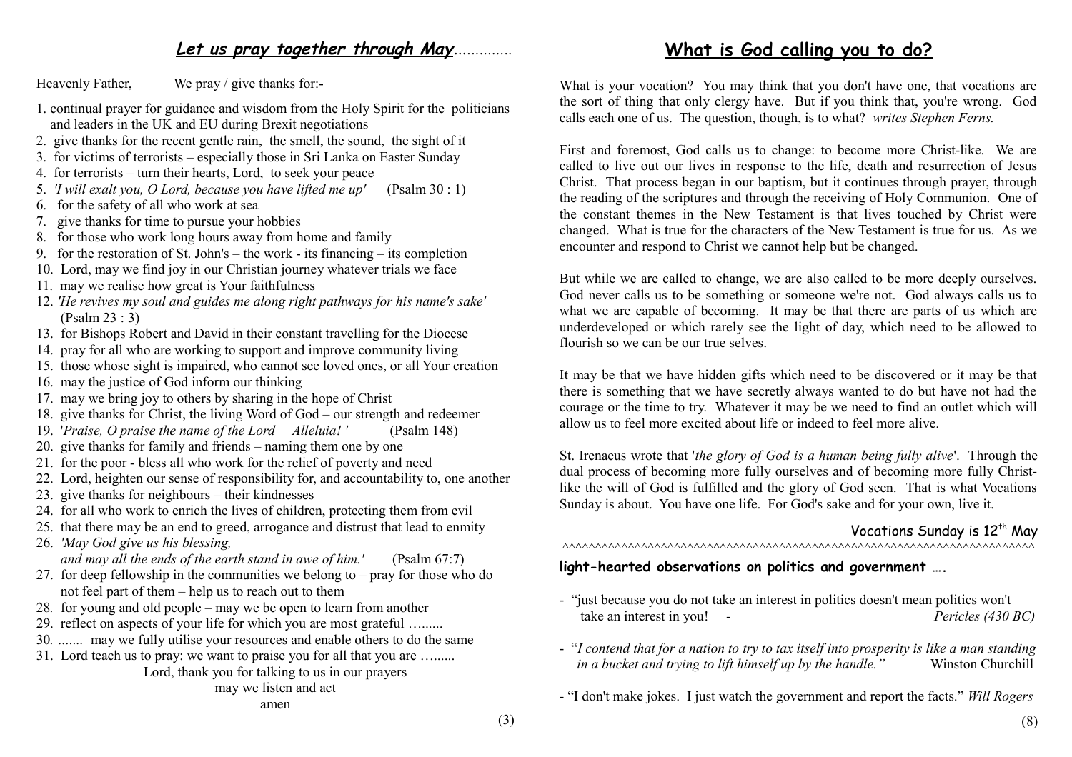## ***Let us pray together through May***.............

Heavenly Father, We pray / give thanks for:-

1. continual prayer for guidance and wisdom from the Holy Spirit for the politicians and leaders in the UK and EU during Brexit negotiations
2. give thanks for the recent gentle rain, the smell, the sound, the sight of it
3. for victims of terrorists – especially those in Sri Lanka on Easter Sunday
4. for terrorists – turn their hearts, Lord, to seek your peace
5. *'I will exalt you, O Lord, because you have lifted me up'* (Psalm 30 : 1)
6. for the safety of all who work at sea
7. give thanks for time to pursue your hobbies
8. for those who work long hours away from home and family
9. for the restoration of St. John's – the work - its financing – its completion
10. Lord, may we find joy in our Christian journey whatever trials we face
11. may we realise how great is Your faithfulness
12. *'He revives my soul and guides me along right pathways for his name's sake'* (Psalm 23 : 3)
13. for Bishops Robert and David in their constant travelling for the Diocese
14. pray for all who are working to support and improve community living
15. those whose sight is impaired, who cannot see loved ones, or all Your creation
16. may the justice of God inform our thinking
17. may we bring joy to others by sharing in the hope of Christ
18. give thanks for Christ, the living Word of God – our strength and redeemer
19. '*Praise, O praise the name of the Lord Alleluia! '* (Psalm 148)
20. give thanks for family and friends – naming them one by one
21. for the poor - bless all who work for the relief of poverty and need
22. Lord, heighten our sense of responsibility for, and accountability to, one another
23. give thanks for neighbours – their kindnesses
24. for all who work to enrich the lives of children, protecting them from evil
25. that there may be an end to greed, arrogance and distrust that lead to enmity
26. *'May God give us his blessing, and may all the ends of the earth stand in awe of him.'* (Psalm 67:7)
27. for deep fellowship in the communities we belong to – pray for those who do not feel part of them – help us to reach out to them
28. for young and old people – may we be open to learn from another
29. reflect on aspects of your life for which you are most grateful …......
30. ....... may we fully utilise your resources and enable others to do the same
31. Lord teach us to pray: we want to praise you for all that you are …......

Lord, thank you for talking to us in our prayers
may we listen and act
amen

## **What is God calling you to do?**

What is your vocation? You may think that you don't have one, that vocations are the sort of thing that only clergy have. But if you think that, you're wrong. God calls each one of us. The question, though, is to what? *writes Stephen Ferns.*

First and foremost, God calls us to change: to become more Christ-like. We are called to live out our lives in response to the life, death and resurrection of Jesus Christ. That process began in our baptism, but it continues through prayer, through the reading of the scriptures and through the receiving of Holy Communion. One of the constant themes in the New Testament is that lives touched by Christ were changed. What is true for the characters of the New Testament is true for us. As we encounter and respond to Christ we cannot help but be changed.

But while we are called to change, we are also called to be more deeply ourselves. God never calls us to be something or someone we're not. God always calls us to what we are capable of becoming. It may be that there are parts of us which are underdeveloped or which rarely see the light of day, which need to be allowed to flourish so we can be our true selves.

It may be that we have hidden gifts which need to be discovered or it may be that there is something that we have secretly always wanted to do but have not had the courage or the time to try. Whatever it may be we need to find an outlet which will allow us to feel more excited about life or indeed to feel more alive.

St. Irenaeus wrote that '*the glory of God is a human being fully alive*'. Through the dual process of becoming more fully ourselves and of becoming more fully Christ-like the will of God is fulfilled and the glory of God seen. That is what Vocations Sunday is about. You have one life. For God's sake and for your own, live it.

Vocations Sunday is 12th May

^^^^^^^^^^^^^^^^^^^^^^^^^^^^^^^^^^^^^^^^^^^^^^^^^^^^^^^^^^^^^^^^^^^^^^^^^^^

**light-hearted observations on politics and government ….**

- "just because you do not take an interest in politics doesn't mean politics won't take an interest in you! - *Pericles (430 BC)*

- "*I contend that for a nation to try to tax itself into prosperity is like a man standing in a bucket and trying to lift himself up by the handle."* Winston Churchill

- "I don't make jokes. I just watch the government and report the facts." *Will Rogers*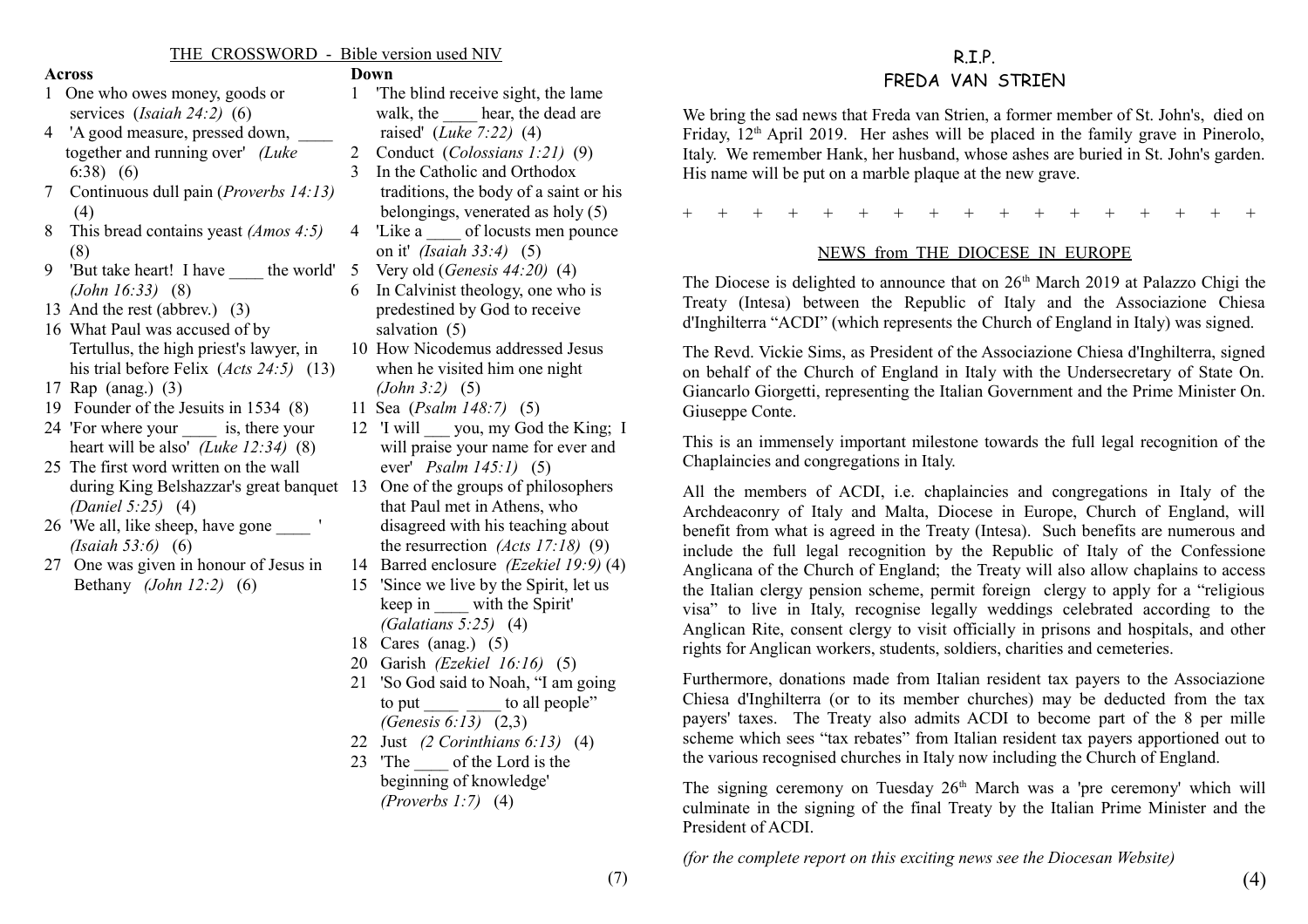## THE CROSSWORD - Bible version used NIV

### Across

1 One who owes money, goods or services (*Isaiah 24:2)* (6)
4 'A good measure, pressed down, ____ together and running over' *(Luke* 6:38) (6)
7 Continuous dull pain (*Proverbs 14:13)* (4)
8 This bread contains yeast *(Amos 4:5)* (8)
9 'But take heart! I have ____ the world' *(John 16:33)* (8)
13 And the rest (abbrev.) (3)
16 What Paul was accused of by Tertullus, the high priest's lawyer, in his trial before Felix (*Acts 24:5)* (13)
17 Rap (anag.) (3)
19 Founder of the Jesuits in 1534 (8)
24 'For where your ____ is, there your heart will be also' *(Luke 12:34)* (8)
25 The first word written on the wall during King Belshazzar's great banquet *(Daniel 5:25)* (4)
26 'We all, like sheep, have gone ____ ' *(Isaiah 53:6)* (6)
27 One was given in honour of Jesus in Bethany *(John 12:2)* (6)

### Down

1 'The blind receive sight, the lame walk, the ____ hear, the dead are raised' (*Luke 7:22)* (4)
2 Conduct (*Colossians 1:21)* (9)
3 In the Catholic and Orthodox traditions, the body of a saint or his belongings, venerated as holy (5)
4 'Like a ____ of locusts men pounce on it' *(Isaiah 33:4)* (5)
5 Very old (*Genesis 44:20)* (4)
6 In Calvinist theology, one who is predestined by God to receive salvation (5)
10 How Nicodemus addressed Jesus when he visited him one night *(John 3:2)* (5)
11 Sea (*Psalm 148:7)* (5)
12 'I will ___ you, my God the King; I will praise your name for ever and ever' *Psalm 145:1)* (5)
13 One of the groups of philosophers that Paul met in Athens, who disagreed with his teaching about the resurrection *(Acts 17:18)* (9)
14 Barred enclosure *(Ezekiel 19:9)* (4)
15 'Since we live by the Spirit, let us keep in ____ with the Spirit' *(Galatians 5:25)* (4)
18 Cares (anag.) (5)
20 Garish *(Ezekiel 16:16)* (5)
21 'So God said to Noah, "I am going to put ____ ____ to all people" *(Genesis 6:13)* (2,3)
22 Just *(2 Corinthians 6:13)* (4)
23 'The ____ of the Lord is the beginning of knowledge' *(Proverbs 1:7)* (4)

## R.I.P.
## FREDA VAN STRIEN

We bring the sad news that Freda van Strien, a former member of St. John's, died on Friday, 12th April 2019. Her ashes will be placed in the family grave in Pinerolo, Italy. We remember Hank, her husband, whose ashes are buried in St. John's garden. His name will be put on a marble plaque at the new grave.

\+ + + + + + + + + + + + + + + + +

## NEWS from THE DIOCESE IN EUROPE

The Diocese is delighted to announce that on 26th March 2019 at Palazzo Chigi the Treaty (Intesa) between the Republic of Italy and the Associazione Chiesa d'Inghilterra "ACDI" (which represents the Church of England in Italy) was signed.

The Revd. Vickie Sims, as President of the Associazione Chiesa d'Inghilterra, signed on behalf of the Church of England in Italy with the Undersecretary of State On. Giancarlo Giorgetti, representing the Italian Government and the Prime Minister On. Giuseppe Conte.

This is an immensely important milestone towards the full legal recognition of the Chaplaincies and congregations in Italy.

All the members of ACDI, i.e. chaplaincies and congregations in Italy of the Archdeaconry of Italy and Malta, Diocese in Europe, Church of England, will benefit from what is agreed in the Treaty (Intesa). Such benefits are numerous and include the full legal recognition by the Republic of Italy of the Confessione Anglicana of the Church of England; the Treaty will also allow chaplains to access the Italian clergy pension scheme, permit foreign clergy to apply for a "religious visa" to live in Italy, recognise legally weddings celebrated according to the Anglican Rite, consent clergy to visit officially in prisons and hospitals, and other rights for Anglican workers, students, soldiers, charities and cemeteries.

Furthermore, donations made from Italian resident tax payers to the Associazione Chiesa d'Inghilterra (or to its member churches) may be deducted from the tax payers' taxes. The Treaty also admits ACDI to become part of the 8 per mille scheme which sees "tax rebates" from Italian resident tax payers apportioned out to the various recognised churches in Italy now including the Church of England.

The signing ceremony on Tuesday 26th March was a 'pre ceremony' which will culminate in the signing of the final Treaty by the Italian Prime Minister and the President of ACDI.

*(for the complete report on this exciting news see the Diocesan Website)*